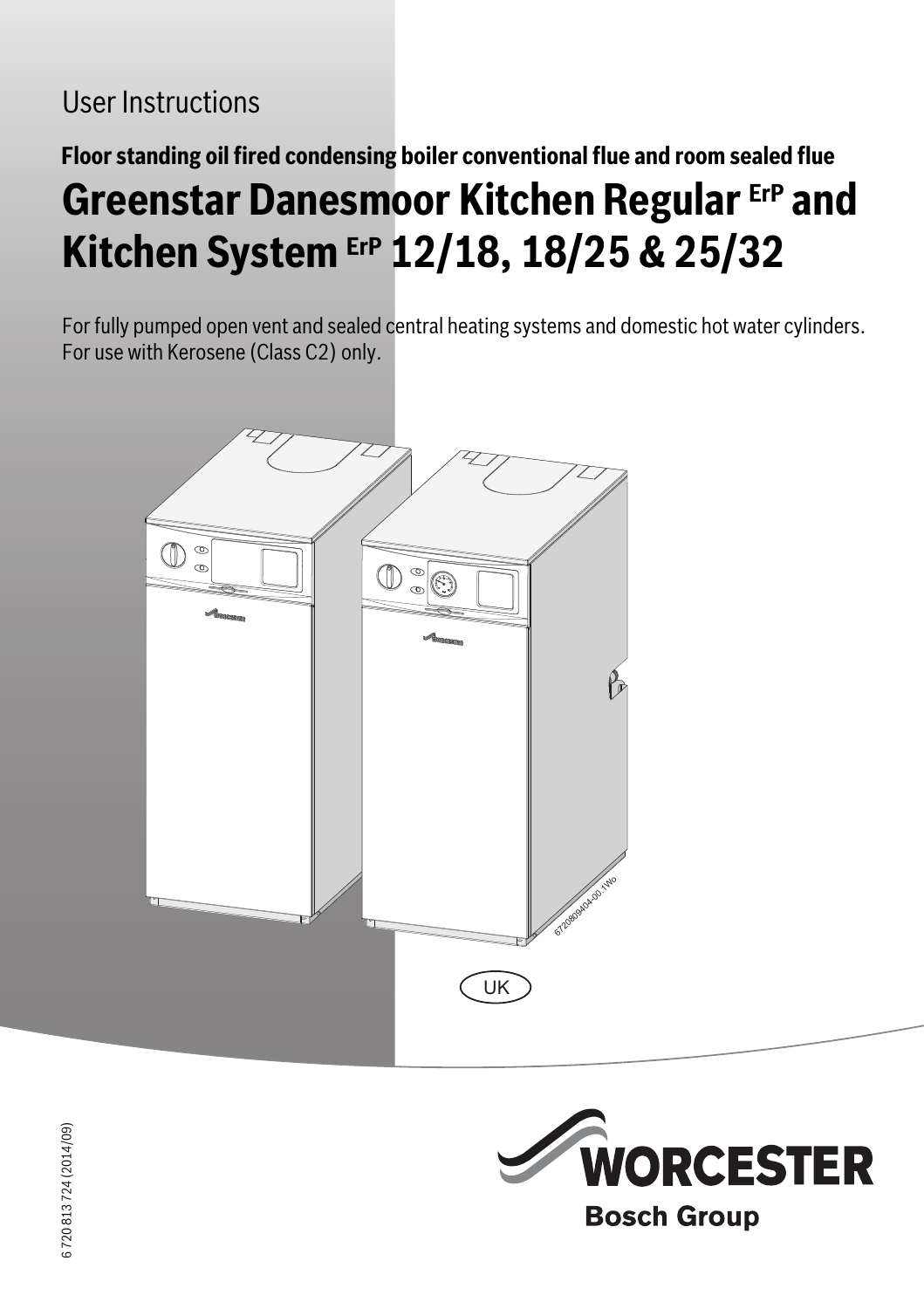User Instructions

**Floor standing oil fired condensing boiler conventional flue and room sealed flue**

# Greenstar Danesmoor Kitchen Regular ErP and Kitchen System ErP 12/18, 18/25 & 25/32

For fully pumped open vent and sealed central heating systems and domestic hot water cylinders.
For use with Kerosene (Class C2) only.

6720809404-00.1Wo

UK

6 720 813 724 (2014/09)

WORCESTER
Bosch Group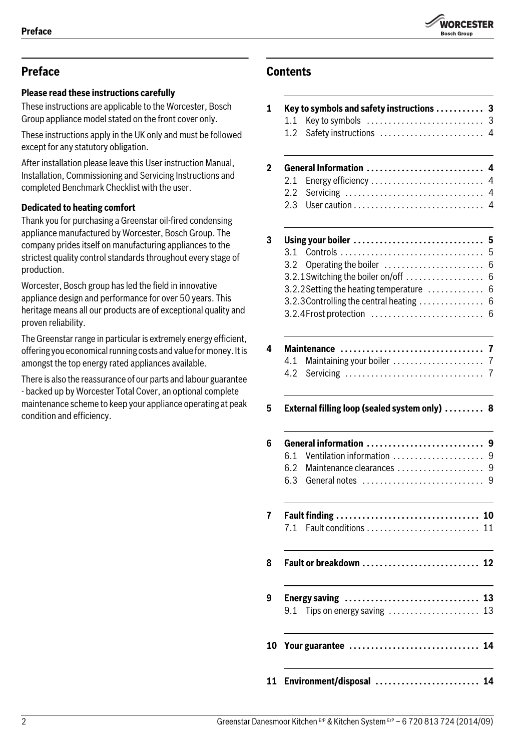## Preface

**Please read these instructions carefully**

These instructions are applicable to the Worcester, Bosch Group appliance model stated on the front cover only.

These instructions apply in the UK only and must be followed except for any statutory obligation.

After installation please leave this User instruction Manual, Installation, Commissioning and Servicing Instructions and completed Benchmark Checklist with the user.

**Dedicated to heating comfort**

Thank you for purchasing a Greenstar oil-fired condensing appliance manufactured by Worcester, Bosch Group. The company prides itself on manufacturing appliances to the strictest quality control standards throughout every stage of production.

Worcester, Bosch group has led the field in innovative appliance design and performance for over 50 years. This heritage means all our products are of exceptional quality and proven reliability.

The Greenstar range in particular is extremely energy efficient, offering you economical running costs and value for money. It is amongst the top energy rated appliances available.

There is also the reassurance of our parts and labour guarantee - backed up by Worcester Total Cover, an optional complete maintenance scheme to keep your appliance operating at peak condition and efficiency.

## Contents

**1 Key to symbols and safety instructions .......... 3**
- 1.1 Key to symbols .......... 3
- 1.2 Safety instructions .......... 4

**2 General Information .......... 4**
- 2.1 Energy efficiency .......... 4
- 2.2 Servicing .......... 4
- 2.3 User caution .......... 4

**3 Using your boiler .......... 5**
- 3.1 Controls .......... 5
- 3.2 Operating the boiler .......... 6
- 3.2.1 Switching the boiler on/off .......... 6
- 3.2.2 Setting the heating temperature .......... 6
- 3.2.3 Controlling the central heating .......... 6
- 3.2.4 Frost protection .......... 6

**4 Maintenance .......... 7**
- 4.1 Maintaining your boiler .......... 7
- 4.2 Servicing .......... 7

**5 External filling loop (sealed system only) .......... 8**

**6 General information .......... 9**
- 6.1 Ventilation information .......... 9
- 6.2 Maintenance clearances .......... 9
- 6.3 General notes .......... 9

**7 Fault finding .......... 10**
- 7.1 Fault conditions .......... 11

**8 Fault or breakdown .......... 12**

**9 Energy saving .......... 13**
- 9.1 Tips on energy saving .......... 13

**10 Your guarantee .......... 14**

**11 Environment/disposal .......... 14**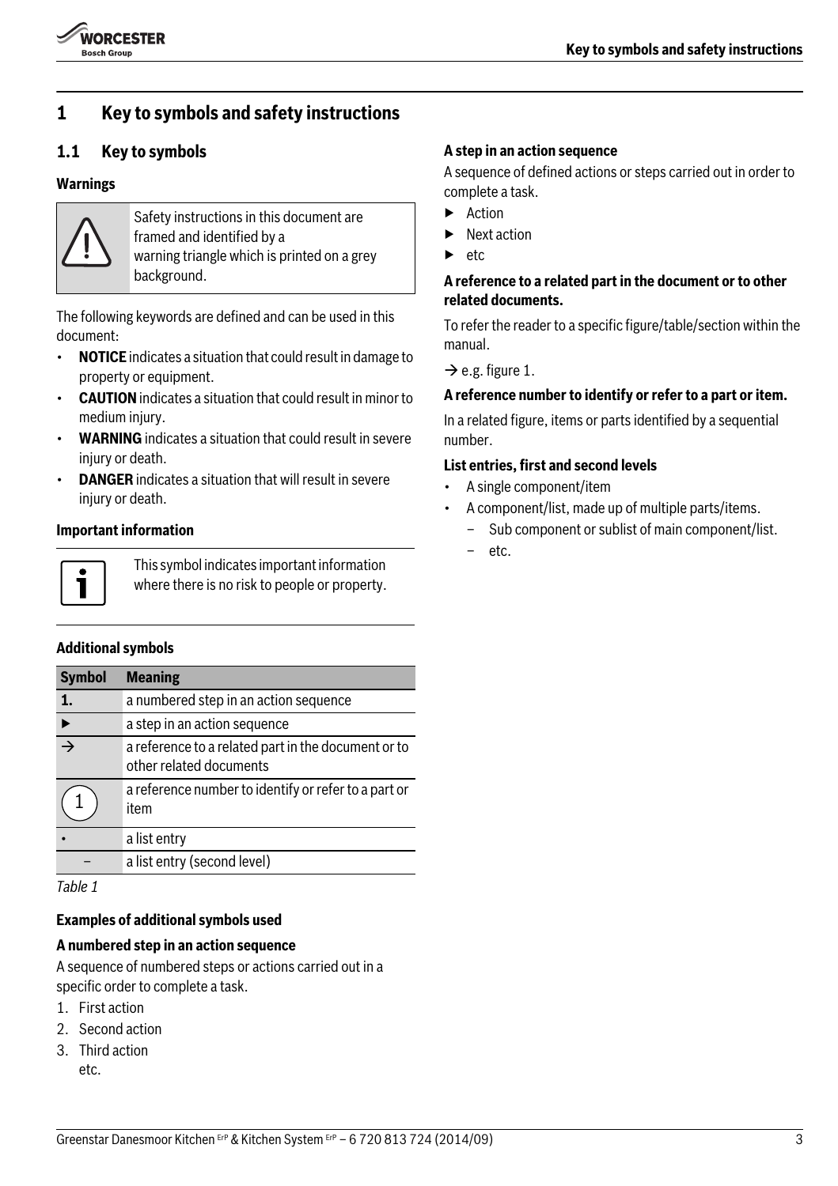// Key to symbols and safety instructions

# 1 Key to symbols and safety instructions

## 1.1 Key to symbols

**Warnings**

Safety instructions in this document are framed and identified by a warning triangle which is printed on a grey background.

The following keywords are defined and can be used in this document:

- **NOTICE** indicates a situation that could result in damage to property or equipment.
- **CAUTION** indicates a situation that could result in minor to medium injury.
- **WARNING** indicates a situation that could result in severe injury or death.
- **DANGER** indicates a situation that will result in severe injury or death.

**Important information**

This symbol indicates important information where there is no risk to people or property.

**Additional symbols**

| Symbol | Meaning |
|---|---|
| 1. | a numbered step in an action sequence |
| ▶ | a step in an action sequence |
| → | a reference to a related part in the document or to other related documents |
| (1) | a reference number to identify or refer to a part or item |
| • | a list entry |
| – | a list entry (second level) |

*Table 1*

**Examples of additional symbols used**

**A numbered step in an action sequence**

A sequence of numbered steps or actions carried out in a specific order to complete a task.

1. First action
2. Second action
3. Third action
   etc.

**A step in an action sequence**

A sequence of defined actions or steps carried out in order to complete a task.

- ▶ Action
- ▶ Next action
- ▶ etc

**A reference to a related part in the document or to other related documents.**

To refer the reader to a specific figure/table/section within the manual.

→ e.g. figure 1.

**A reference number to identify or refer to a part or item.**

In a related figure, items or parts identified by a sequential number.

**List entries, first and second levels**

- A single component/item
- A component/list, made up of multiple parts/items.
  - Sub component or sublist of main component/list.
  - etc.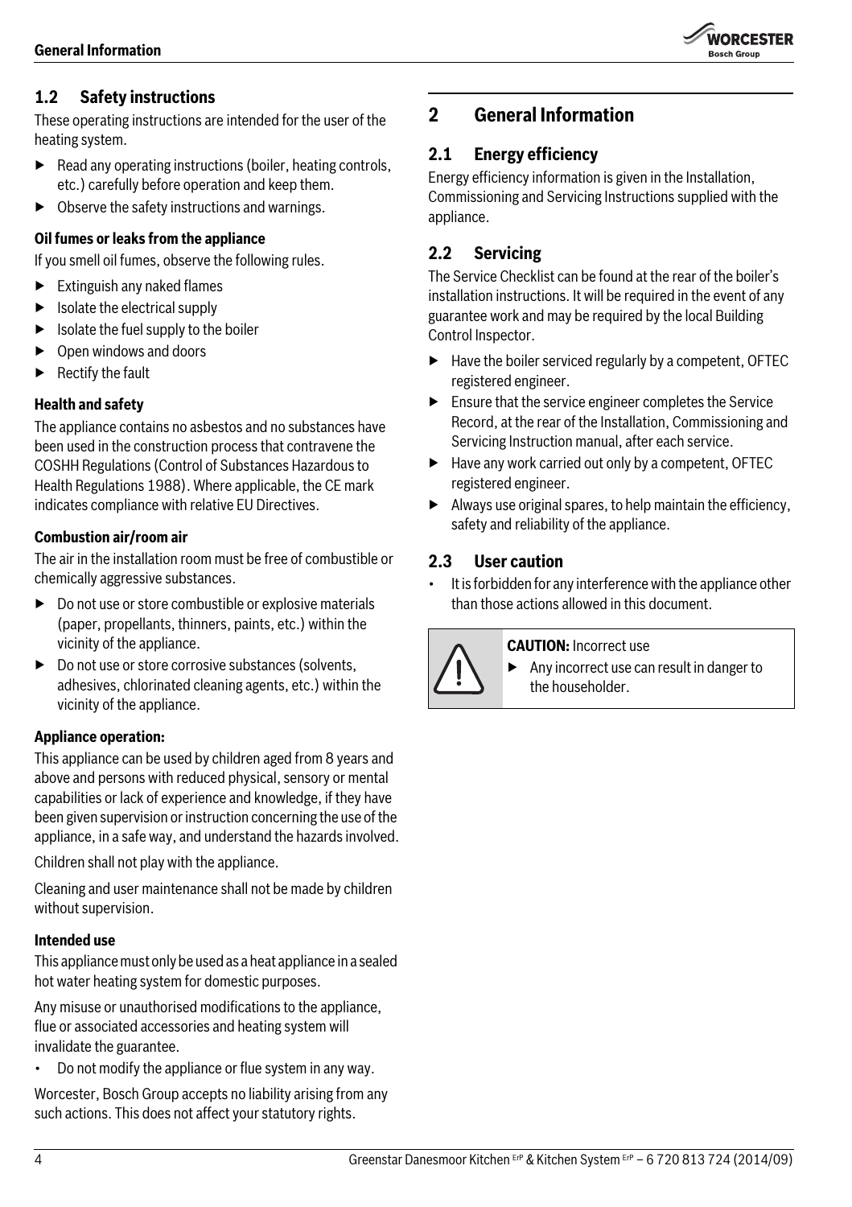## 1.2 Safety instructions

These operating instructions are intended for the user of the heating system.

- Read any operating instructions (boiler, heating controls, etc.) carefully before operation and keep them.
- Observe the safety instructions and warnings.

**Oil fumes or leaks from the appliance**

If you smell oil fumes, observe the following rules.

- Extinguish any naked flames
- Isolate the electrical supply
- Isolate the fuel supply to the boiler
- Open windows and doors
- Rectify the fault

**Health and safety**

The appliance contains no asbestos and no substances have been used in the construction process that contravene the COSHH Regulations (Control of Substances Hazardous to Health Regulations 1988). Where applicable, the CE mark indicates compliance with relative EU Directives.

**Combustion air/room air**

The air in the installation room must be free of combustible or chemically aggressive substances.

- Do not use or store combustible or explosive materials (paper, propellants, thinners, paints, etc.) within the vicinity of the appliance.
- Do not use or store corrosive substances (solvents, adhesives, chlorinated cleaning agents, etc.) within the vicinity of the appliance.

**Appliance operation:**

This appliance can be used by children aged from 8 years and above and persons with reduced physical, sensory or mental capabilities or lack of experience and knowledge, if they have been given supervision or instruction concerning the use of the appliance, in a safe way, and understand the hazards involved.

Children shall not play with the appliance.

Cleaning and user maintenance shall not be made by children without supervision.

**Intended use**

This appliance must only be used as a heat appliance in a sealed hot water heating system for domestic purposes.

Any misuse or unauthorised modifications to the appliance, flue or associated accessories and heating system will invalidate the guarantee.

- Do not modify the appliance or flue system in any way.

Worcester, Bosch Group accepts no liability arising from any such actions. This does not affect your statutory rights.

# 2 General Information

## 2.1 Energy efficiency

Energy efficiency information is given in the Installation, Commissioning and Servicing Instructions supplied with the appliance.

## 2.2 Servicing

The Service Checklist can be found at the rear of the boiler's installation instructions. It will be required in the event of any guarantee work and may be required by the local Building Control Inspector.

- Have the boiler serviced regularly by a competent, OFTEC registered engineer.
- Ensure that the service engineer completes the Service Record, at the rear of the Installation, Commissioning and Servicing Instruction manual, after each service.
- Have any work carried out only by a competent, OFTEC registered engineer.
- Always use original spares, to help maintain the efficiency, safety and reliability of the appliance.

## 2.3 User caution

- It is forbidden for any interference with the appliance other than those actions allowed in this document.

**CAUTION:** Incorrect use

- Any incorrect use can result in danger to the householder.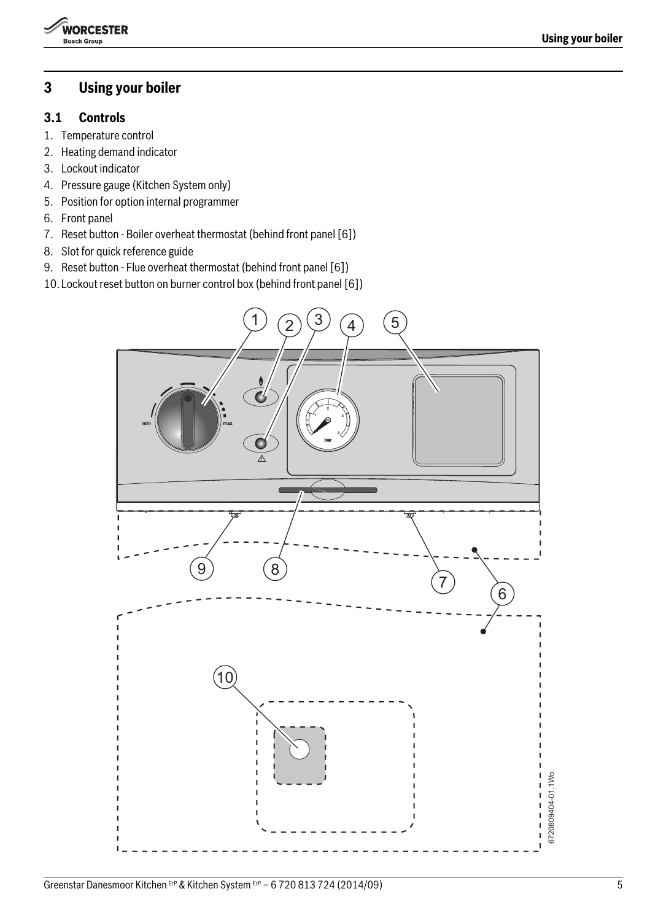# 3 Using your boiler

## 3.1 Controls

1. Temperature control
2. Heating demand indicator
3. Lockout indicator
4. Pressure gauge (Kitchen System only)
5. Position for option internal programmer
6. Front panel
7. Reset button - Boiler overheat thermostat (behind front panel [6])
8. Slot for quick reference guide
9. Reset button - Flue overheat thermostat (behind front panel [6])
10. Lockout reset button on burner control box (behind front panel [6])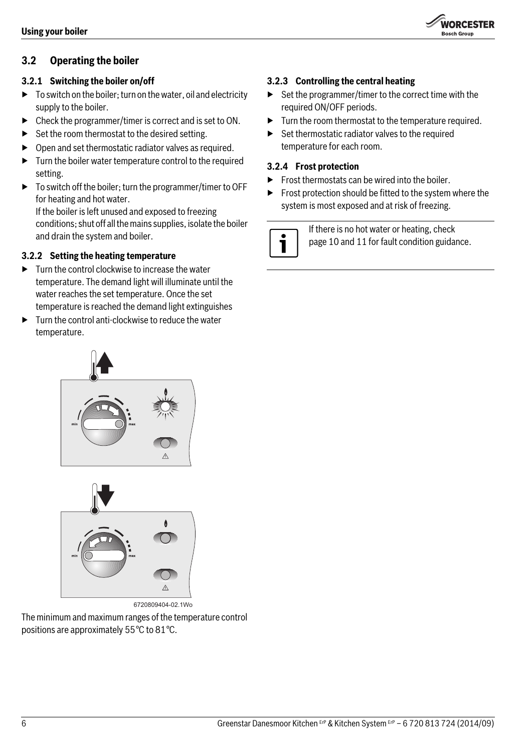## 3.2 Operating the boiler

### 3.2.1 Switching the boiler on/off

- To switch on the boiler; turn on the water, oil and electricity supply to the boiler.
- Check the programmer/timer is correct and is set to ON.
- Set the room thermostat to the desired setting.
- Open and set thermostatic radiator valves as required.
- Turn the boiler water temperature control to the required setting.
- To switch off the boiler; turn the programmer/timer to OFF for heating and hot water.
  If the boiler is left unused and exposed to freezing conditions; shut off all the mains supplies, isolate the boiler and drain the system and boiler.

### 3.2.2 Setting the heating temperature

- Turn the control clockwise to increase the water temperature. The demand light will illuminate until the water reaches the set temperature. Once the set temperature is reached the demand light extinguishes
- Turn the control anti-clockwise to reduce the water temperature.

6720809404-02.1Wo

The minimum and maximum ranges of the temperature control positions are approximately 55 °C to 81 °C.

### 3.2.3 Controlling the central heating

- Set the programmer/timer to the correct time with the required ON/OFF periods.
- Turn the room thermostat to the temperature required.
- Set thermostatic radiator valves to the required temperature for each room.

### 3.2.4 Frost protection

- Frost thermostats can be wired into the boiler.
- Frost protection should be fitted to the system where the system is most exposed and at risk of freezing.

If there is no hot water or heating, check page 10 and 11 for fault condition guidance.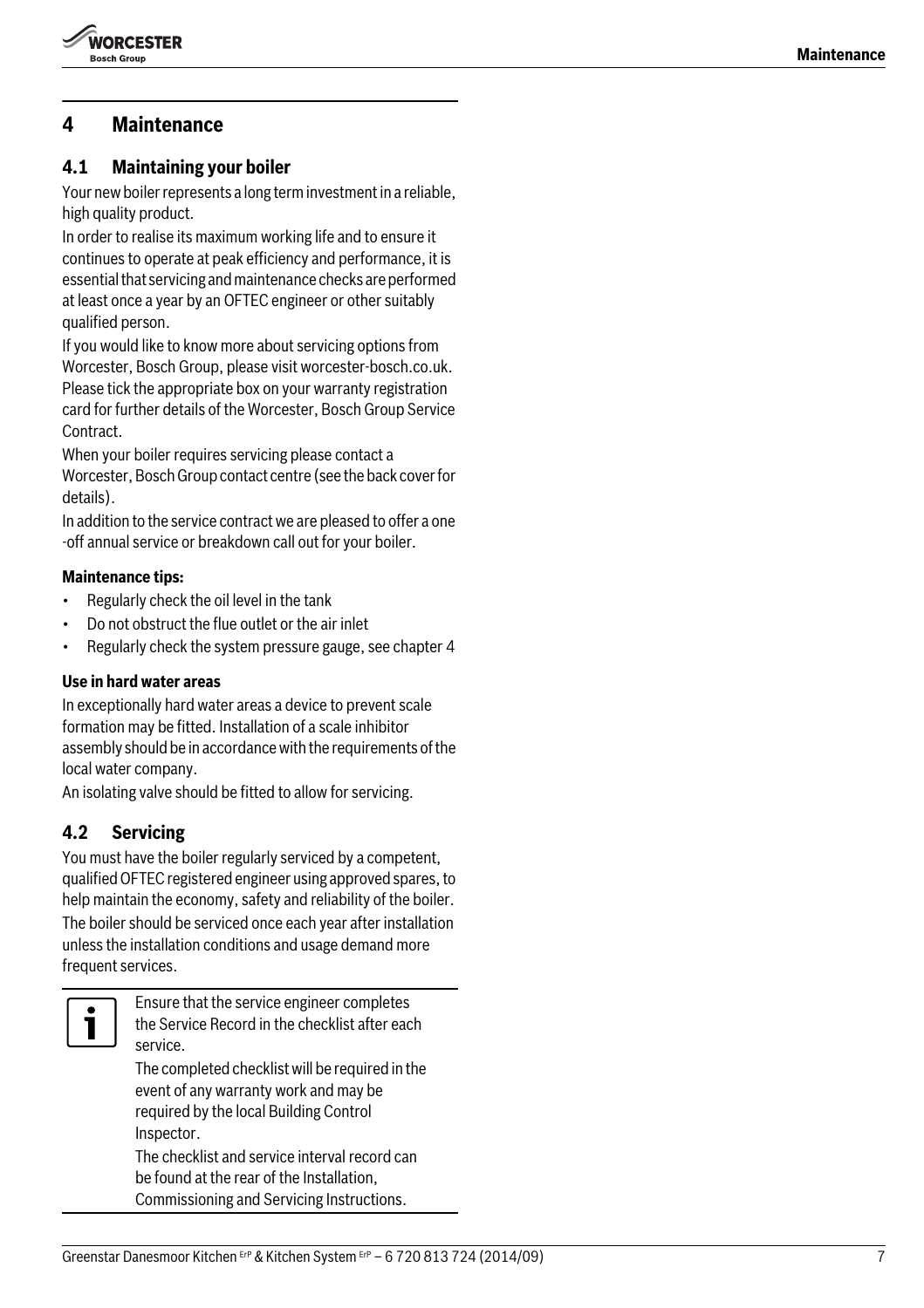# 4 Maintenance

## 4.1 Maintaining your boiler

Your new boiler represents a long term investment in a reliable, high quality product.

In order to realise its maximum working life and to ensure it continues to operate at peak efficiency and performance, it is essential that servicing and maintenance checks are performed at least once a year by an OFTEC engineer or other suitably qualified person.

If you would like to know more about servicing options from Worcester, Bosch Group, please visit worcester-bosch.co.uk. Please tick the appropriate box on your warranty registration card for further details of the Worcester, Bosch Group Service Contract.

When your boiler requires servicing please contact a Worcester, Bosch Group contact centre (see the back cover for details).

In addition to the service contract we are pleased to offer a one -off annual service or breakdown call out for your boiler.

**Maintenance tips:**

- Regularly check the oil level in the tank
- Do not obstruct the flue outlet or the air inlet
- Regularly check the system pressure gauge, see chapter 4

**Use in hard water areas**

In exceptionally hard water areas a device to prevent scale formation may be fitted. Installation of a scale inhibitor assembly should be in accordance with the requirements of the local water company.

An isolating valve should be fitted to allow for servicing.

## 4.2 Servicing

You must have the boiler regularly serviced by a competent, qualified OFTEC registered engineer using approved spares, to help maintain the economy, safety and reliability of the boiler.

The boiler should be serviced once each year after installation unless the installation conditions and usage demand more frequent services.

Ensure that the service engineer completes the Service Record in the checklist after each service.

The completed checklist will be required in the event of any warranty work and may be required by the local Building Control Inspector.

The checklist and service interval record can be found at the rear of the Installation, Commissioning and Servicing Instructions.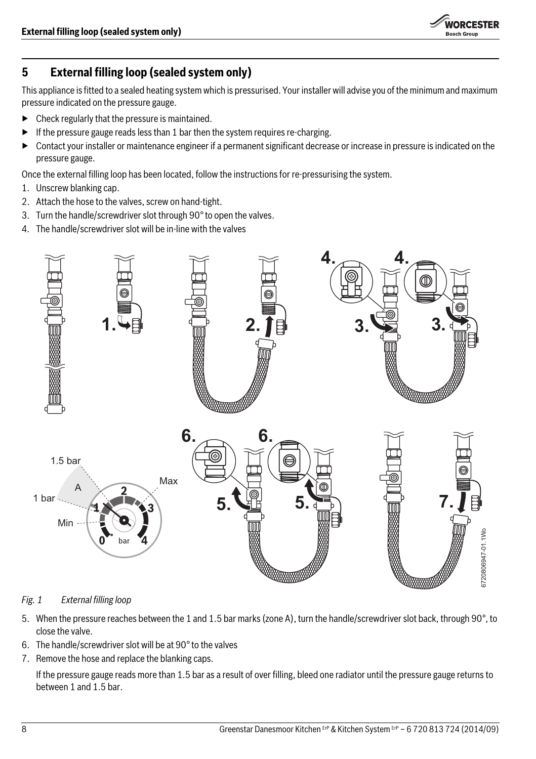# 5 External filling loop (sealed system only)

This appliance is fitted to a sealed heating system which is pressurised. Your installer will advise you of the minimum and maximum pressure indicated on the pressure gauge.

- Check regularly that the pressure is maintained.
- If the pressure gauge reads less than 1 bar then the system requires re-charging.
- Contact your installer or maintenance engineer if a permanent significant decrease or increase in pressure is indicated on the pressure gauge.

Once the external filling loop has been located, follow the instructions for re-pressurising the system.

1. Unscrew blanking cap.
2. Attach the hose to the valves, screw on hand-tight.
3. Turn the handle/screwdriver slot through 90° to open the valves.
4. The handle/screwdriver slot will be in-line with the valves

*Fig. 1 External filling loop*

5. When the pressure reaches between the 1 and 1.5 bar marks (zone A), turn the handle/screwdriver slot back, through 90°, to close the valve.
6. The handle/screwdriver slot will be at 90° to the valves
7. Remove the hose and replace the blanking caps.

   If the pressure gauge reads more than 1.5 bar as a result of over filling, bleed one radiator until the pressure gauge returns to between 1 and 1.5 bar.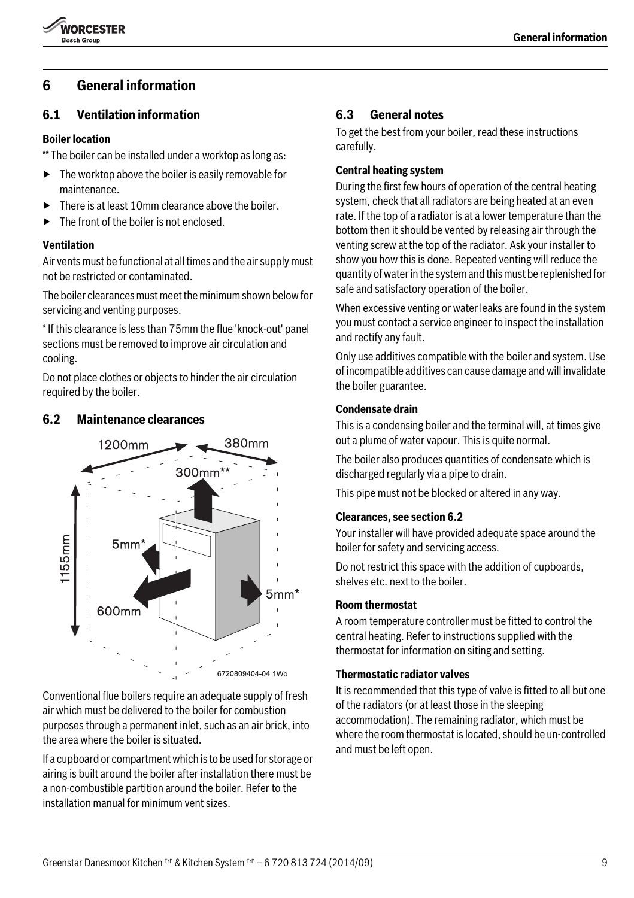# 6 General information

## 6.1 Ventilation information

**Boiler location**

** The boiler can be installed under a worktop as long as:

- The worktop above the boiler is easily removable for maintenance.
- There is at least 10mm clearance above the boiler.
- The front of the boiler is not enclosed.

**Ventilation**

Air vents must be functional at all times and the air supply must not be restricted or contaminated.

The boiler clearances must meet the minimum shown below for servicing and venting purposes.

* If this clearance is less than 75mm the flue 'knock-out' panel sections must be removed to improve air circulation and cooling.

Do not place clothes or objects to hinder the air circulation required by the boiler.

## 6.2 Maintenance clearances

1200mm
380mm
300mm**
1155mm
5mm*
5mm*
600mm
6720809404-04.1Wo

Conventional flue boilers require an adequate supply of fresh air which must be delivered to the boiler for combustion purposes through a permanent inlet, such as an air brick, into the area where the boiler is situated.

If a cupboard or compartment which is to be used for storage or airing is built around the boiler after installation there must be a non-combustible partition around the boiler. Refer to the installation manual for minimum vent sizes.

## 6.3 General notes

To get the best from your boiler, read these instructions carefully.

**Central heating system**

During the first few hours of operation of the central heating system, check that all radiators are being heated at an even rate. If the top of a radiator is at a lower temperature than the bottom then it should be vented by releasing air through the venting screw at the top of the radiator. Ask your installer to show you how this is done. Repeated venting will reduce the quantity of water in the system and this must be replenished for safe and satisfactory operation of the boiler.

When excessive venting or water leaks are found in the system you must contact a service engineer to inspect the installation and rectify any fault.

Only use additives compatible with the boiler and system. Use of incompatible additives can cause damage and will invalidate the boiler guarantee.

**Condensate drain**

This is a condensing boiler and the terminal will, at times give out a plume of water vapour. This is quite normal.

The boiler also produces quantities of condensate which is discharged regularly via a pipe to drain.

This pipe must not be blocked or altered in any way.

**Clearances, see section 6.2**

Your installer will have provided adequate space around the boiler for safety and servicing access.

Do not restrict this space with the addition of cupboards, shelves etc. next to the boiler.

**Room thermostat**

A room temperature controller must be fitted to control the central heating. Refer to instructions supplied with the thermostat for information on siting and setting.

**Thermostatic radiator valves**

It is recommended that this type of valve is fitted to all but one of the radiators (or at least those in the sleeping accommodation). The remaining radiator, which must be where the room thermostat is located, should be un-controlled and must be left open.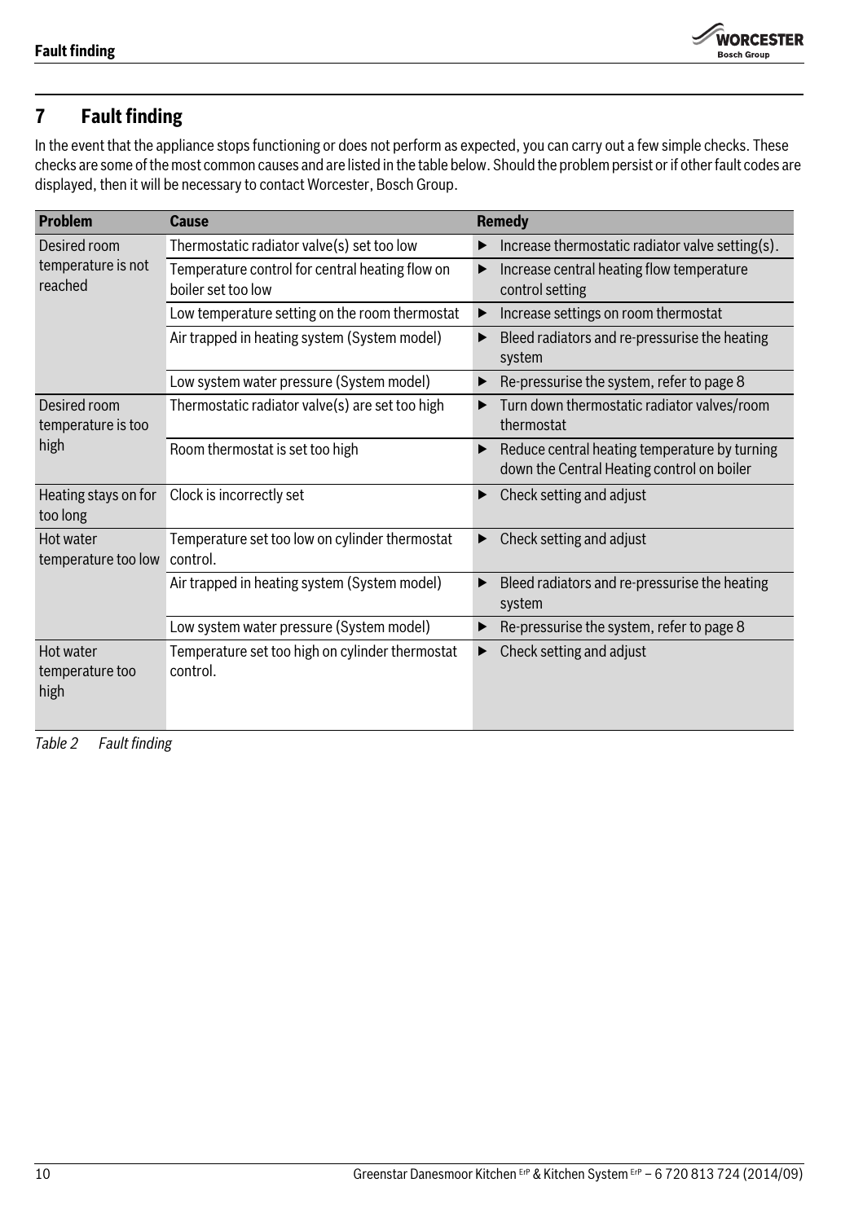## 7 Fault finding

In the event that the appliance stops functioning or does not perform as expected, you can carry out a few simple checks. These checks are some of the most common causes and are listed in the table below. Should the problem persist or if other fault codes are displayed, then it will be necessary to contact Worcester, Bosch Group.

| Problem | Cause | Remedy |
|---|---|---|
| Desired room temperature is not reached | Thermostatic radiator valve(s) set too low | ▶ Increase thermostatic radiator valve setting(s). |
| | Temperature control for central heating flow on boiler set too low | ▶ Increase central heating flow temperature control setting |
| | Low temperature setting on the room thermostat | ▶ Increase settings on room thermostat |
| | Air trapped in heating system (System model) | ▶ Bleed radiators and re-pressurise the heating system |
| | Low system water pressure (System model) | ▶ Re-pressurise the system, refer to page 8 |
| Desired room temperature is too high | Thermostatic radiator valve(s) are set too high | ▶ Turn down thermostatic radiator valves/room thermostat |
| | Room thermostat is set too high | ▶ Reduce central heating temperature by turning down the Central Heating control on boiler |
| Heating stays on for too long | Clock is incorrectly set | ▶ Check setting and adjust |
| Hot water temperature too low | Temperature set too low on cylinder thermostat control. | ▶ Check setting and adjust |
| | Air trapped in heating system (System model) | ▶ Bleed radiators and re-pressurise the heating system |
| | Low system water pressure (System model) | ▶ Re-pressurise the system, refer to page 8 |
| Hot water temperature too high | Temperature set too high on cylinder thermostat control. | ▶ Check setting and adjust |

*Table 2 Fault finding*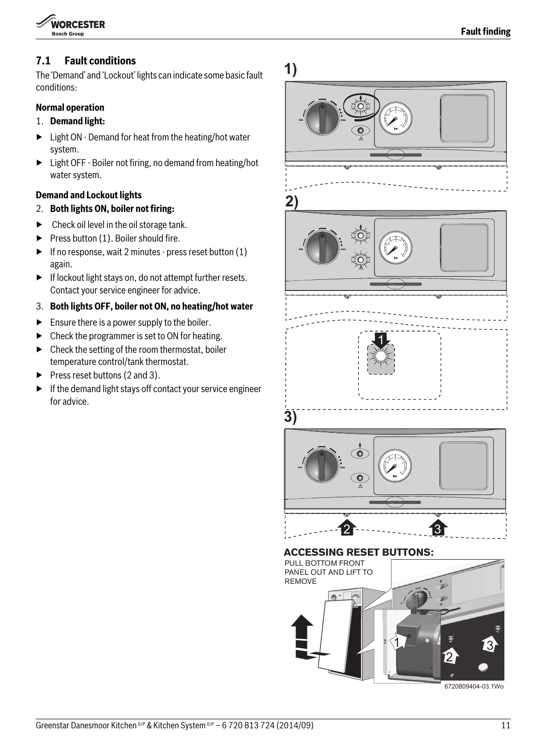## 7.1 Fault conditions

The 'Demand' and 'Lockout' lights can indicate some basic fault conditions:

**Normal operation**

1. **Demand light:**

- Light ON - Demand for heat from the heating/hot water system.
- Light OFF - Boiler not firing, no demand from heating/hot water system.

**Demand and Lockout lights**

2. **Both lights ON, boiler not firing:**

- Check oil level in the oil storage tank.
- Press button (1). Boiler should fire.
- If no response, wait 2 minutes - press reset button (1) again.
- If lockout light stays on, do not attempt further resets. Contact your service engineer for advice.

3. **Both lights OFF, boiler not ON, no heating/hot water**

- Ensure there is a power supply to the boiler.
- Check the programmer is set to ON for heating.
- Check the setting of the room thermostat, boiler temperature control/tank thermostat.
- Press reset buttons (2 and 3).
- If the demand light stays off contact your service engineer for advice.

1)

2)

3)

**ACCESSING RESET BUTTONS:**

PULL BOTTOM FRONT PANEL OUT AND LIFT TO REMOVE

6720809404-03.1Wo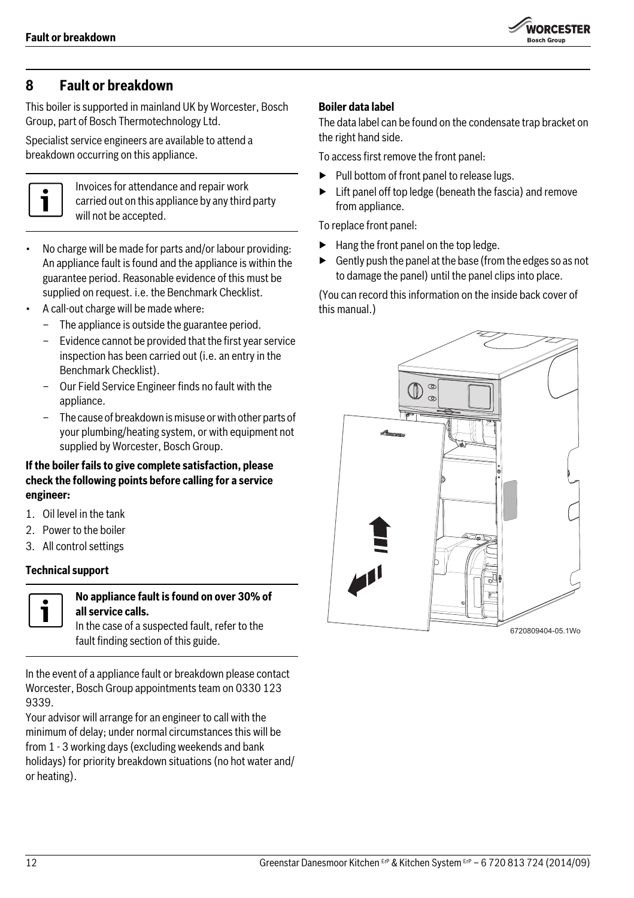# 8 Fault or breakdown

This boiler is supported in mainland UK by Worcester, Bosch Group, part of Bosch Thermotechnology Ltd.

Specialist service engineers are available to attend a breakdown occurring on this appliance.

> Invoices for attendance and repair work carried out on this appliance by any third party will not be accepted.

- No charge will be made for parts and/or labour providing: An appliance fault is found and the appliance is within the guarantee period. Reasonable evidence of this must be supplied on request. i.e. the Benchmark Checklist.
- A call-out charge will be made where:
  - The appliance is outside the guarantee period.
  - Evidence cannot be provided that the first year service inspection has been carried out (i.e. an entry in the Benchmark Checklist).
  - Our Field Service Engineer finds no fault with the appliance.
  - The cause of breakdown is misuse or with other parts of your plumbing/heating system, or with equipment not supplied by Worcester, Bosch Group.

**If the boiler fails to give complete satisfaction, please check the following points before calling for a service engineer:**

1. Oil level in the tank
2. Power to the boiler
3. All control settings

**Technical support**

> **No appliance fault is found on over 30% of all service calls.**
> In the case of a suspected fault, refer to the fault finding section of this guide.

In the event of a appliance fault or breakdown please contact Worcester, Bosch Group appointments team on 0330 123 9339.

Your advisor will arrange for an engineer to call with the minimum of delay; under normal circumstances this will be from 1 - 3 working days (excluding weekends and bank holidays) for priority breakdown situations (no hot water and/ or heating).

**Boiler data label**

The data label can be found on the condensate trap bracket on the right hand side.

To access first remove the front panel:

- Pull bottom of front panel to release lugs.
- Lift panel off top ledge (beneath the fascia) and remove from appliance.

To replace front panel:

- Hang the front panel on the top ledge.
- Gently push the panel at the base (from the edges so as not to damage the panel) until the panel clips into place.

(You can record this information on the inside back cover of this manual.)

6720809404-05.1Wo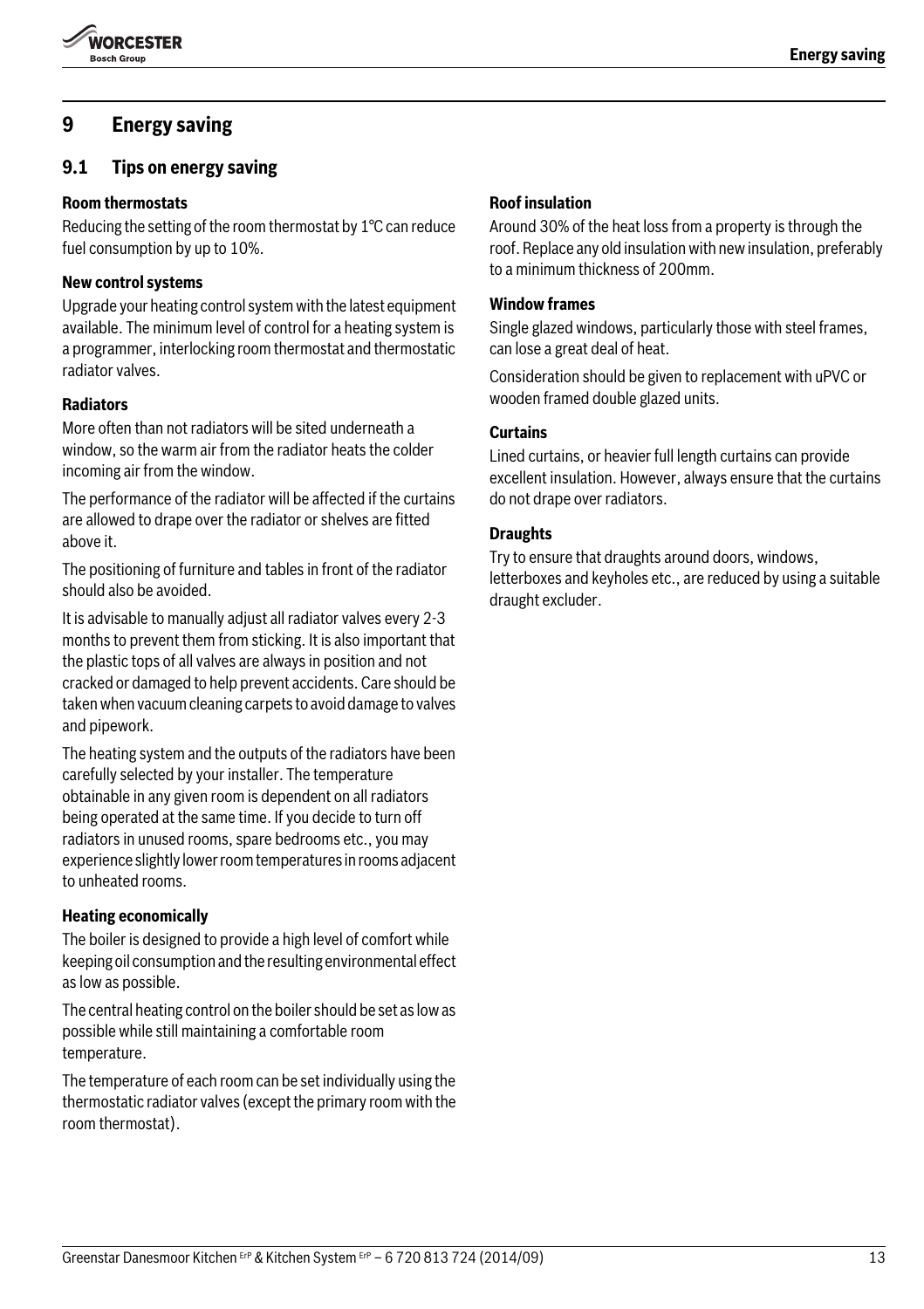# 9 Energy saving

## 9.1 Tips on energy saving

**Room thermostats**

Reducing the setting of the room thermostat by 1°C can reduce fuel consumption by up to 10%.

**New control systems**

Upgrade your heating control system with the latest equipment available. The minimum level of control for a heating system is a programmer, interlocking room thermostat and thermostatic radiator valves.

**Radiators**

More often than not radiators will be sited underneath a window, so the warm air from the radiator heats the colder incoming air from the window.

The performance of the radiator will be affected if the curtains are allowed to drape over the radiator or shelves are fitted above it.

The positioning of furniture and tables in front of the radiator should also be avoided.

It is advisable to manually adjust all radiator valves every 2-3 months to prevent them from sticking. It is also important that the plastic tops of all valves are always in position and not cracked or damaged to help prevent accidents. Care should be taken when vacuum cleaning carpets to avoid damage to valves and pipework.

The heating system and the outputs of the radiators have been carefully selected by your installer. The temperature obtainable in any given room is dependent on all radiators being operated at the same time. If you decide to turn off radiators in unused rooms, spare bedrooms etc., you may experience slightly lower room temperatures in rooms adjacent to unheated rooms.

**Heating economically**

The boiler is designed to provide a high level of comfort while keeping oil consumption and the resulting environmental effect as low as possible.

The central heating control on the boiler should be set as low as possible while still maintaining a comfortable room temperature.

The temperature of each room can be set individually using the thermostatic radiator valves (except the primary room with the room thermostat).

**Roof insulation**

Around 30% of the heat loss from a property is through the roof. Replace any old insulation with new insulation, preferably to a minimum thickness of 200mm.

**Window frames**

Single glazed windows, particularly those with steel frames, can lose a great deal of heat.

Consideration should be given to replacement with uPVC or wooden framed double glazed units.

**Curtains**

Lined curtains, or heavier full length curtains can provide excellent insulation. However, always ensure that the curtains do not drape over radiators.

**Draughts**

Try to ensure that draughts around doors, windows, letterboxes and keyholes etc., are reduced by using a suitable draught excluder.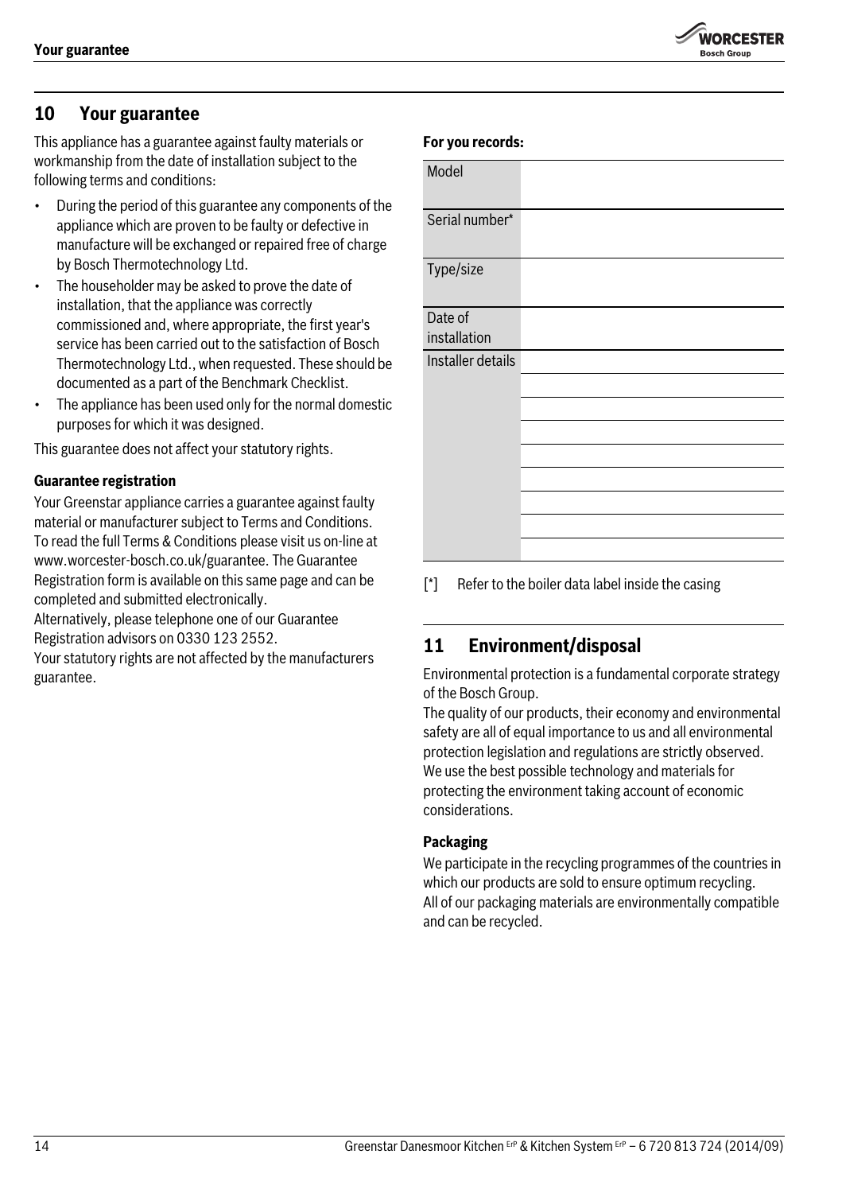## 10 Your guarantee

This appliance has a guarantee against faulty materials or workmanship from the date of installation subject to the following terms and conditions:

- During the period of this guarantee any components of the appliance which are proven to be faulty or defective in manufacture will be exchanged or repaired free of charge by Bosch Thermotechnology Ltd.
- The householder may be asked to prove the date of installation, that the appliance was correctly commissioned and, where appropriate, the first year's service has been carried out to the satisfaction of Bosch Thermotechnology Ltd., when requested. These should be documented as a part of the Benchmark Checklist.
- The appliance has been used only for the normal domestic purposes for which it was designed.

This guarantee does not affect your statutory rights.

**Guarantee registration**

Your Greenstar appliance carries a guarantee against faulty material or manufacturer subject to Terms and Conditions. To read the full Terms & Conditions please visit us on-line at www.worcester-bosch.co.uk/guarantee. The Guarantee Registration form is available on this same page and can be completed and submitted electronically.
Alternatively, please telephone one of our Guarantee Registration advisors on 0330 123 2552.
Your statutory rights are not affected by the manufacturers guarantee.

**For you records:**

| | |
|---|---|
| Model | |
| Serial number* | |
| Type/size | |
| Date of installation | |
| Installer details | |
| | |
| | |
| | |
| | |
| | |
| | |
| | |
| | |

[*] Refer to the boiler data label inside the casing

## 11 Environment/disposal

Environmental protection is a fundamental corporate strategy of the Bosch Group.
The quality of our products, their economy and environmental safety are all of equal importance to us and all environmental protection legislation and regulations are strictly observed.
We use the best possible technology and materials for protecting the environment taking account of economic considerations.

**Packaging**

We participate in the recycling programmes of the countries in which our products are sold to ensure optimum recycling.
All of our packaging materials are environmentally compatible and can be recycled.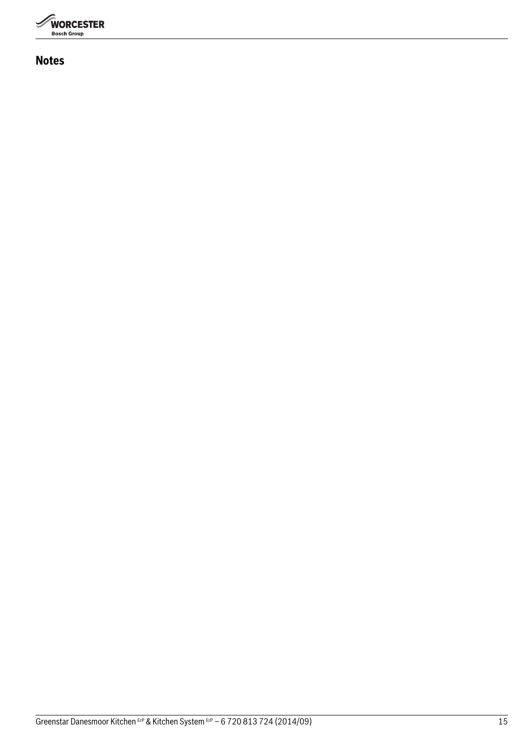## Notes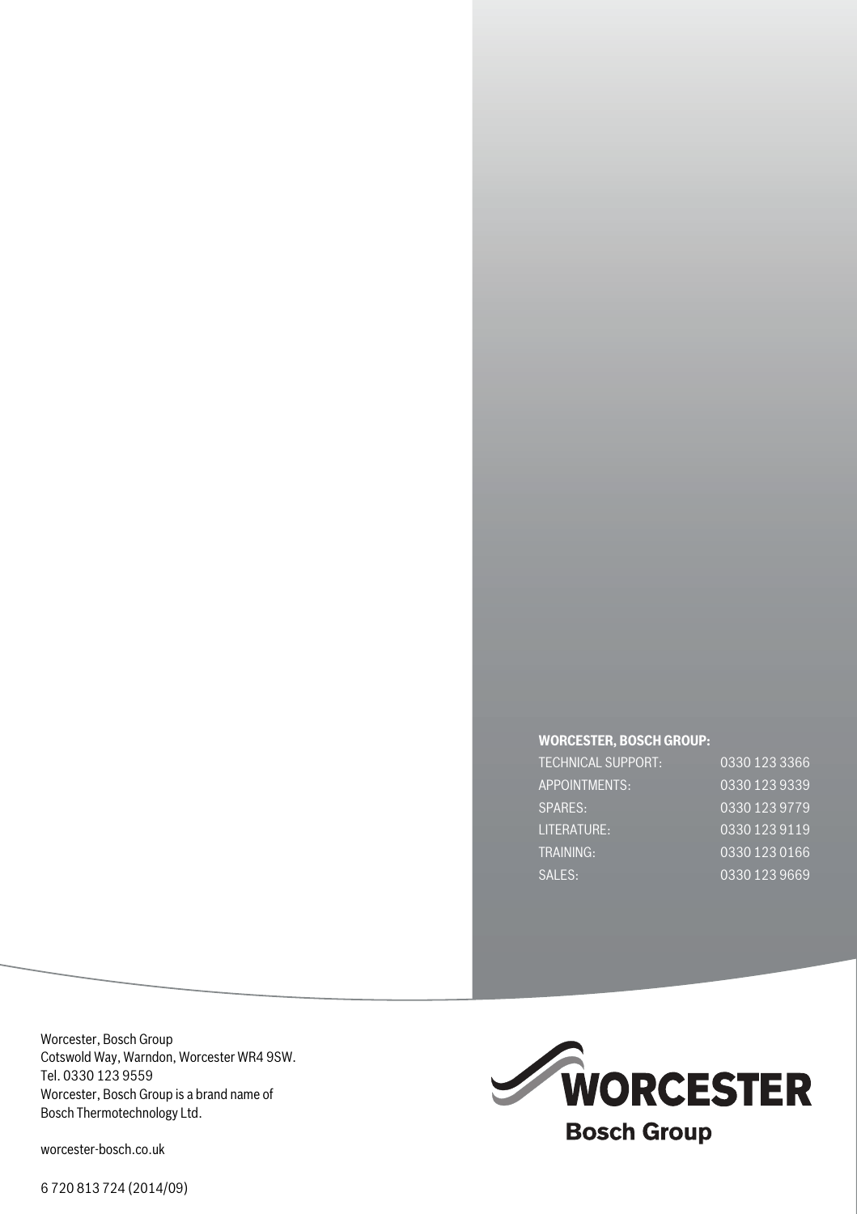**WORCESTER, BOSCH GROUP:**

| | |
|---|---|
| TECHNICAL SUPPORT: | 0330 123 3366 |
| APPOINTMENTS: | 0330 123 9339 |
| SPARES: | 0330 123 9779 |
| LITERATURE: | 0330 123 9119 |
| TRAINING: | 0330 123 0166 |
| SALES: | 0330 123 9669 |

Worcester, Bosch Group
Cotswold Way, Warndon, Worcester WR4 9SW.
Tel. 0330 123 9559
Worcester, Bosch Group is a brand name of
Bosch Thermotechnology Ltd.

worcester-bosch.co.uk

6 720 813 724 (2014/09)

WORCESTER
Bosch Group